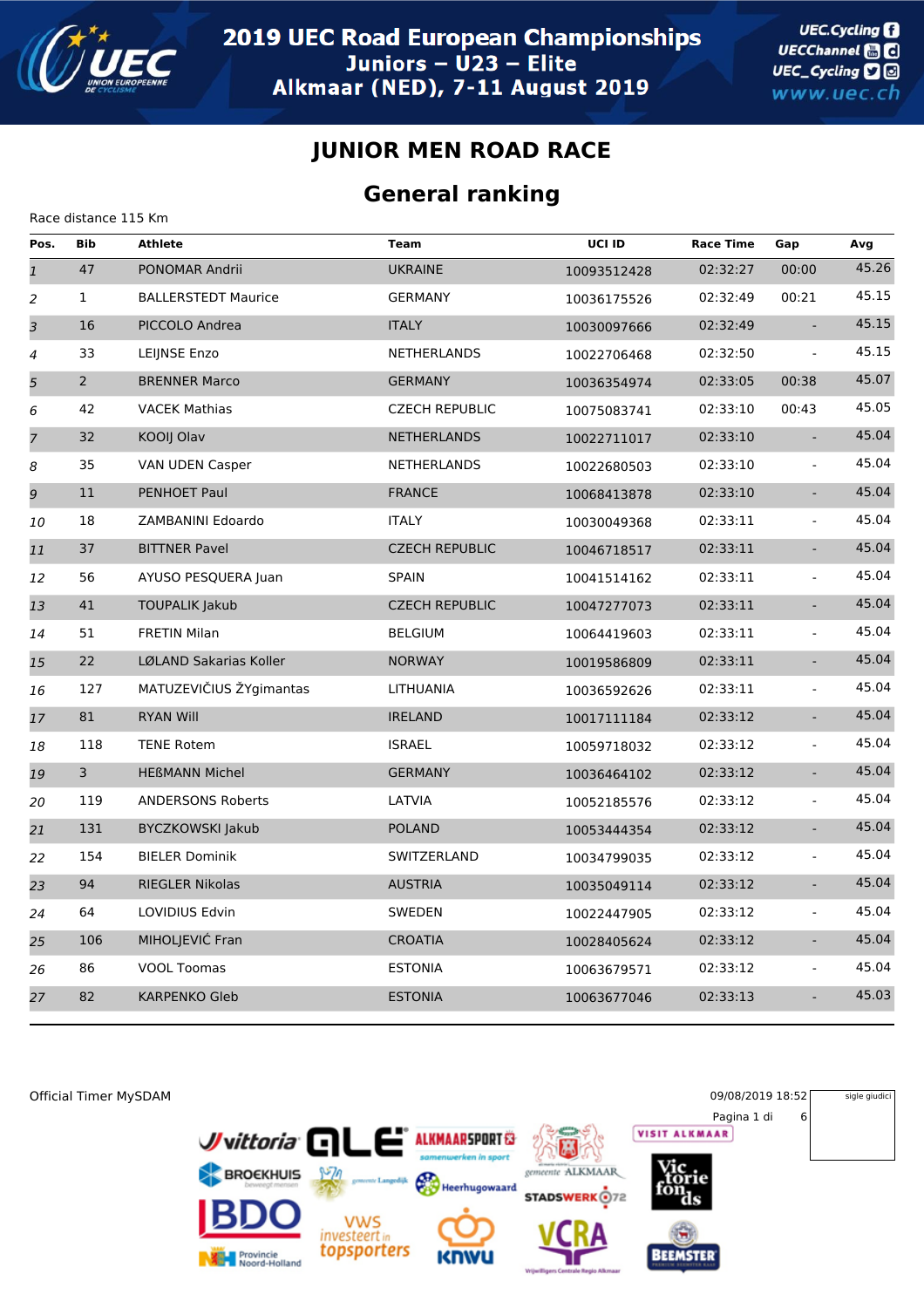# 2019 UEC Road European Championships
## Juniors – U23 – Elite
## Alkmaar (NED), 7-11 August 2019

## JUNIOR MEN ROAD RACE

## General ranking

Race distance 115 Km

| Pos. | Bib | Athlete | Team | UCI ID | Race Time | Gap | Avg |
|---|---|---|---|---|---|---|---|
| 1 | 47 | PONOMAR Andrii | UKRAINE | 10093512428 | 02:32:27 | 00:00 | 45.26 |
| 2 | 1 | BALLERSTEDT Maurice | GERMANY | 10036175526 | 02:32:49 | 00:21 | 45.15 |
| 3 | 16 | PICCOLO Andrea | ITALY | 10030097666 | 02:32:49 | - | 45.15 |
| 4 | 33 | LEIJNSE Enzo | NETHERLANDS | 10022706468 | 02:32:50 | - | 45.15 |
| 5 | 2 | BRENNER Marco | GERMANY | 10036354974 | 02:33:05 | 00:38 | 45.07 |
| 6 | 42 | VACEK Mathias | CZECH REPUBLIC | 10075083741 | 02:33:10 | 00:43 | 45.05 |
| 7 | 32 | KOOIJ Olav | NETHERLANDS | 10022711017 | 02:33:10 | - | 45.04 |
| 8 | 35 | VAN UDEN Casper | NETHERLANDS | 10022680503 | 02:33:10 | - | 45.04 |
| 9 | 11 | PENHOET Paul | FRANCE | 10068413878 | 02:33:10 | - | 45.04 |
| 10 | 18 | ZAMBANINI Edoardo | ITALY | 10030049368 | 02:33:11 | - | 45.04 |
| 11 | 37 | BITTNER Pavel | CZECH REPUBLIC | 10046718517 | 02:33:11 | - | 45.04 |
| 12 | 56 | AYUSO PESQUERA Juan | SPAIN | 10041514162 | 02:33:11 | - | 45.04 |
| 13 | 41 | TOUPALIK Jakub | CZECH REPUBLIC | 10047277073 | 02:33:11 | - | 45.04 |
| 14 | 51 | FRETIN Milan | BELGIUM | 10064419603 | 02:33:11 | - | 45.04 |
| 15 | 22 | LØLAND Sakarias Koller | NORWAY | 10019586809 | 02:33:11 | - | 45.04 |
| 16 | 127 | MATUZEVIČIUS ŽYgimantas | LITHUANIA | 10036592626 | 02:33:11 | - | 45.04 |
| 17 | 81 | RYAN Will | IRELAND | 10017111184 | 02:33:12 | - | 45.04 |
| 18 | 118 | TENE Rotem | ISRAEL | 10059718032 | 02:33:12 | - | 45.04 |
| 19 | 3 | HEßMANN Michel | GERMANY | 10036464102 | 02:33:12 | - | 45.04 |
| 20 | 119 | ANDERSONS Roberts | LATVIA | 10052185576 | 02:33:12 | - | 45.04 |
| 21 | 131 | BYCZKOWSKI Jakub | POLAND | 10053444354 | 02:33:12 | - | 45.04 |
| 22 | 154 | BIELER Dominik | SWITZERLAND | 10034799035 | 02:33:12 | - | 45.04 |
| 23 | 94 | RIEGLER Nikolas | AUSTRIA | 10035049114 | 02:33:12 | - | 45.04 |
| 24 | 64 | LOVIDIUS Edvin | SWEDEN | 10022447905 | 02:33:12 | - | 45.04 |
| 25 | 106 | MIHOLJEVIĆ Fran | CROATIA | 10028405624 | 02:33:12 | - | 45.04 |
| 26 | 86 | VOOL Toomas | ESTONIA | 10063679571 | 02:33:12 | - | 45.04 |
| 27 | 82 | KARPENKO Gleb | ESTONIA | 10063677046 | 02:33:13 | - | 45.03 |

Official Timer MySDAM

09/08/2019 18:52

sigle giudici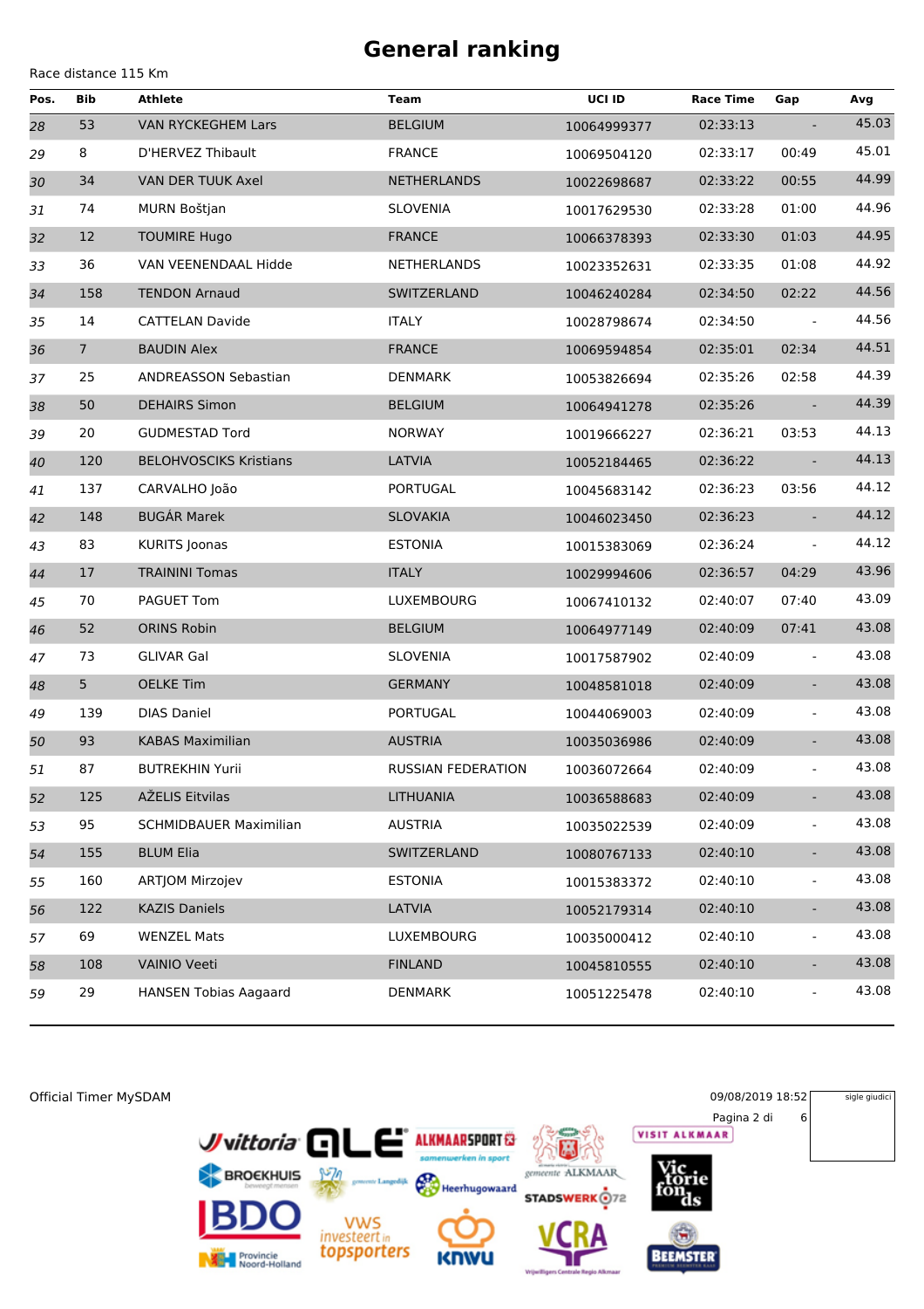# General ranking

Race distance 115 Km

| Pos. | Bib | Athlete | Team | UCI ID | Race Time | Gap | Avg |
|---|---|---|---|---|---|---|---|
| 28 | 53 | VAN RYCKEGHEM Lars | BELGIUM | 10064999377 | 02:33:13 | - | 45.03 |
| 29 | 8 | D'HERVEZ Thibault | FRANCE | 10069504120 | 02:33:17 | 00:49 | 45.01 |
| 30 | 34 | VAN DER TUUK Axel | NETHERLANDS | 10022698687 | 02:33:22 | 00:55 | 44.99 |
| 31 | 74 | MURN Boštjan | SLOVENIA | 10017629530 | 02:33:28 | 01:00 | 44.96 |
| 32 | 12 | TOUMIRE Hugo | FRANCE | 10066378393 | 02:33:30 | 01:03 | 44.95 |
| 33 | 36 | VAN VEENENDAAL Hidde | NETHERLANDS | 10023352631 | 02:33:35 | 01:08 | 44.92 |
| 34 | 158 | TENDON Arnaud | SWITZERLAND | 10046240284 | 02:34:50 | 02:22 | 44.56 |
| 35 | 14 | CATTELAN Davide | ITALY | 10028798674 | 02:34:50 | - | 44.56 |
| 36 | 7 | BAUDIN Alex | FRANCE | 10069594854 | 02:35:01 | 02:34 | 44.51 |
| 37 | 25 | ANDREASSON Sebastian | DENMARK | 10053826694 | 02:35:26 | 02:58 | 44.39 |
| 38 | 50 | DEHAIRS Simon | BELGIUM | 10064941278 | 02:35:26 | - | 44.39 |
| 39 | 20 | GUDMESTAD Tord | NORWAY | 10019666227 | 02:36:21 | 03:53 | 44.13 |
| 40 | 120 | BELOHVOSCIKS Kristians | LATVIA | 10052184465 | 02:36:22 | - | 44.13 |
| 41 | 137 | CARVALHO João | PORTUGAL | 10045683142 | 02:36:23 | 03:56 | 44.12 |
| 42 | 148 | BUGÁR Marek | SLOVAKIA | 10046023450 | 02:36:23 | - | 44.12 |
| 43 | 83 | KURITS Joonas | ESTONIA | 10015383069 | 02:36:24 | - | 44.12 |
| 44 | 17 | TRAININI Tomas | ITALY | 10029994606 | 02:36:57 | 04:29 | 43.96 |
| 45 | 70 | PAGUET Tom | LUXEMBOURG | 10067410132 | 02:40:07 | 07:40 | 43.09 |
| 46 | 52 | ORINS Robin | BELGIUM | 10064977149 | 02:40:09 | 07:41 | 43.08 |
| 47 | 73 | GLIVAR Gal | SLOVENIA | 10017587902 | 02:40:09 | - | 43.08 |
| 48 | 5 | OELKE Tim | GERMANY | 10048581018 | 02:40:09 | - | 43.08 |
| 49 | 139 | DIAS Daniel | PORTUGAL | 10044069003 | 02:40:09 | - | 43.08 |
| 50 | 93 | KABAS Maximilian | AUSTRIA | 10035036986 | 02:40:09 | - | 43.08 |
| 51 | 87 | BUTREKHIN Yurii | RUSSIAN FEDERATION | 10036072664 | 02:40:09 | - | 43.08 |
| 52 | 125 | AŽELIS Eitvilas | LITHUANIA | 10036588683 | 02:40:09 | - | 43.08 |
| 53 | 95 | SCHMIDBAUER Maximilian | AUSTRIA | 10035022539 | 02:40:09 | - | 43.08 |
| 54 | 155 | BLUM Elia | SWITZERLAND | 10080767133 | 02:40:10 | - | 43.08 |
| 55 | 160 | ARTJOM Mirzojev | ESTONIA | 10015383372 | 02:40:10 | - | 43.08 |
| 56 | 122 | KAZIS Daniels | LATVIA | 10052179314 | 02:40:10 | - | 43.08 |
| 57 | 69 | WENZEL Mats | LUXEMBOURG | 10035000412 | 02:40:10 | - | 43.08 |
| 58 | 108 | VAINIO Veeti | FINLAND | 10045810555 | 02:40:10 | - | 43.08 |
| 59 | 29 | HANSEN Tobias Aagaard | DENMARK | 10051225478 | 02:40:10 | - | 43.08 |

Official Timer MySDAM

09/08/2019 18:52

sigle giudici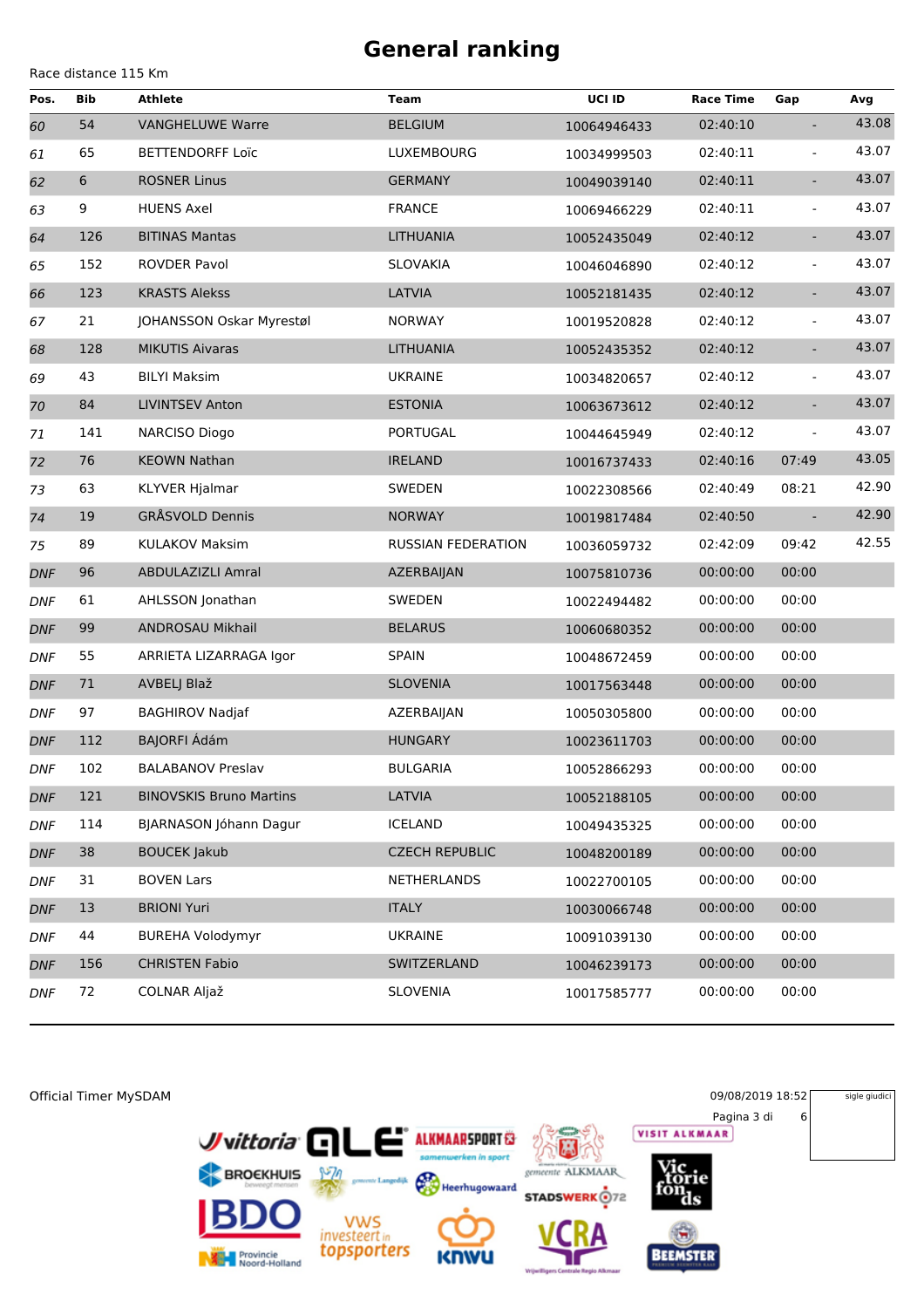# General ranking

Race distance 115 Km

| Pos. | Bib | Athlete | Team | UCI ID | Race Time | Gap | Avg |
|---|---|---|---|---|---|---|---|
| 60 | 54 | VANGHELUWE Warre | BELGIUM | 10064946433 | 02:40:10 | - | 43.08 |
| 61 | 65 | BETTENDORFF Loïc | LUXEMBOURG | 10034999503 | 02:40:11 | - | 43.07 |
| 62 | 6 | ROSNER Linus | GERMANY | 10049039140 | 02:40:11 | - | 43.07 |
| 63 | 9 | HUENS Axel | FRANCE | 10069466229 | 02:40:11 | - | 43.07 |
| 64 | 126 | BITINAS Mantas | LITHUANIA | 10052435049 | 02:40:12 | - | 43.07 |
| 65 | 152 | ROVDER Pavol | SLOVAKIA | 10046046890 | 02:40:12 | - | 43.07 |
| 66 | 123 | KRASTS Alekss | LATVIA | 10052181435 | 02:40:12 | - | 43.07 |
| 67 | 21 | JOHANSSON Oskar Myrestøl | NORWAY | 10019520828 | 02:40:12 | - | 43.07 |
| 68 | 128 | MIKUTIS Aivaras | LITHUANIA | 10052435352 | 02:40:12 | - | 43.07 |
| 69 | 43 | BILYI Maksim | UKRAINE | 10034820657 | 02:40:12 | - | 43.07 |
| 70 | 84 | LIVINTSEV Anton | ESTONIA | 10063673612 | 02:40:12 | - | 43.07 |
| 71 | 141 | NARCISO Diogo | PORTUGAL | 10044645949 | 02:40:12 | - | 43.07 |
| 72 | 76 | KEOWN Nathan | IRELAND | 10016737433 | 02:40:16 | 07:49 | 43.05 |
| 73 | 63 | KLYVER Hjalmar | SWEDEN | 10022308566 | 02:40:49 | 08:21 | 42.90 |
| 74 | 19 | GRÅSVOLD Dennis | NORWAY | 10019817484 | 02:40:50 | - | 42.90 |
| 75 | 89 | KULAKOV Maksim | RUSSIAN FEDERATION | 10036059732 | 02:42:09 | 09:42 | 42.55 |
| DNF | 96 | ABDULAZIZLI Amral | AZERBAIJAN | 10075810736 | 00:00:00 | 00:00 | |
| DNF | 61 | AHLSSON Jonathan | SWEDEN | 10022494482 | 00:00:00 | 00:00 | |
| DNF | 99 | ANDROSAU Mikhail | BELARUS | 10060680352 | 00:00:00 | 00:00 | |
| DNF | 55 | ARRIETA LIZARRAGA Igor | SPAIN | 10048672459 | 00:00:00 | 00:00 | |
| DNF | 71 | AVBELJ Blaž | SLOVENIA | 10017563448 | 00:00:00 | 00:00 | |
| DNF | 97 | BAGHIROV Nadjaf | AZERBAIJAN | 10050305800 | 00:00:00 | 00:00 | |
| DNF | 112 | BAJORFI Ádám | HUNGARY | 10023611703 | 00:00:00 | 00:00 | |
| DNF | 102 | BALABANOV Preslav | BULGARIA | 10052866293 | 00:00:00 | 00:00 | |
| DNF | 121 | BINOVSKIS Bruno Martins | LATVIA | 10052188105 | 00:00:00 | 00:00 | |
| DNF | 114 | BJARNASON Jóhann Dagur | ICELAND | 10049435325 | 00:00:00 | 00:00 | |
| DNF | 38 | BOUCEK Jakub | CZECH REPUBLIC | 10048200189 | 00:00:00 | 00:00 | |
| DNF | 31 | BOVEN Lars | NETHERLANDS | 10022700105 | 00:00:00 | 00:00 | |
| DNF | 13 | BRIONI Yuri | ITALY | 10030066748 | 00:00:00 | 00:00 | |
| DNF | 44 | BUREHA Volodymyr | UKRAINE | 10091039130 | 00:00:00 | 00:00 | |
| DNF | 156 | CHRISTEN Fabio | SWITZERLAND | 10046239173 | 00:00:00 | 00:00 | |
| DNF | 72 | COLNAR Aljaž | SLOVENIA | 10017585777 | 00:00:00 | 00:00 | |

Official Timer MySDAM

09/08/2019 18:52

sigle giudici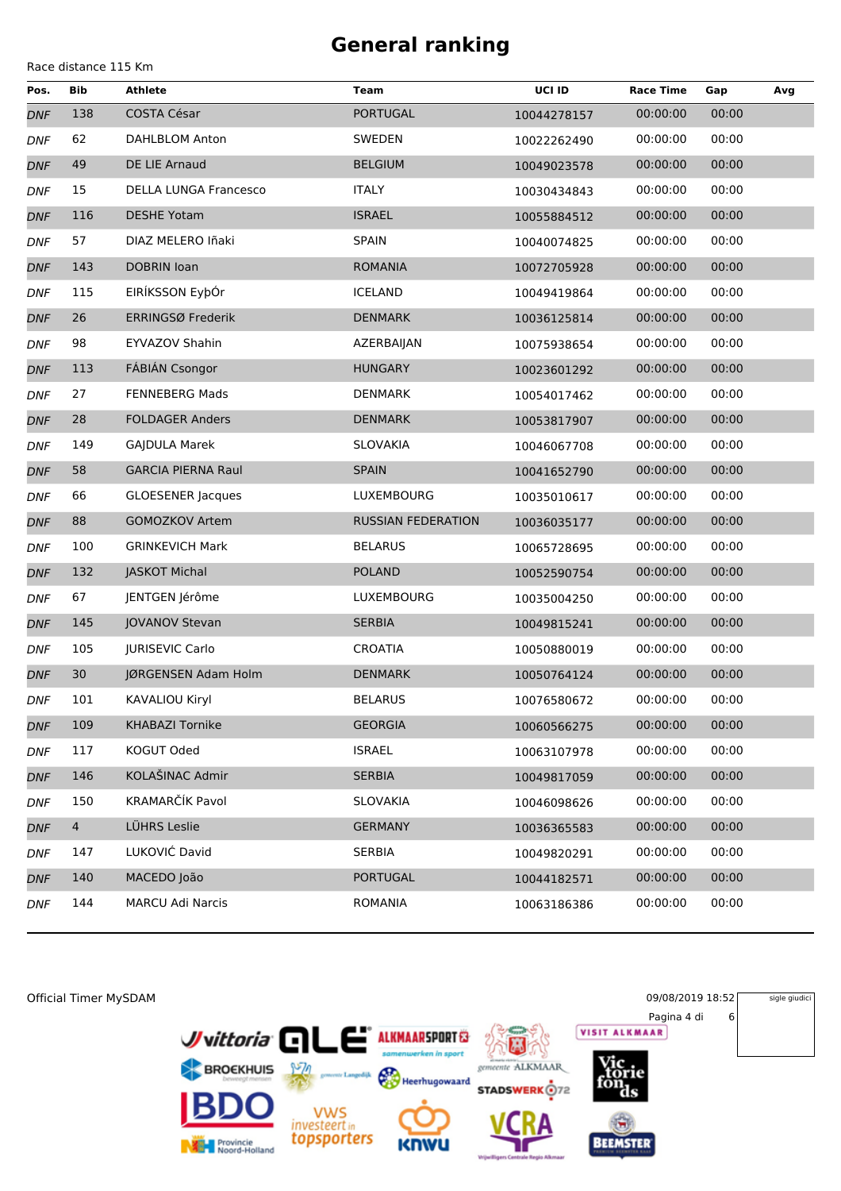# General ranking

Race distance 115 Km

| Pos. | Bib | Athlete | Team | UCI ID | Race Time | Gap | Avg |
|---|---|---|---|---|---|---|---|
| DNF | 138 | COSTA César | PORTUGAL | 10044278157 | 00:00:00 | 00:00 | |
| DNF | 62 | DAHLBLOM Anton | SWEDEN | 10022262490 | 00:00:00 | 00:00 | |
| DNF | 49 | DE LIE Arnaud | BELGIUM | 10049023578 | 00:00:00 | 00:00 | |
| DNF | 15 | DELLA LUNGA Francesco | ITALY | 10030434843 | 00:00:00 | 00:00 | |
| DNF | 116 | DESHE Yotam | ISRAEL | 10055884512 | 00:00:00 | 00:00 | |
| DNF | 57 | DIAZ MELERO Iñaki | SPAIN | 10040074825 | 00:00:00 | 00:00 | |
| DNF | 143 | DOBRIN Ioan | ROMANIA | 10072705928 | 00:00:00 | 00:00 | |
| DNF | 115 | EIRÍKSSON EyþÓr | ICELAND | 10049419864 | 00:00:00 | 00:00 | |
| DNF | 26 | ERRINGSØ Frederik | DENMARK | 10036125814 | 00:00:00 | 00:00 | |
| DNF | 98 | EYVAZOV Shahin | AZERBAIJAN | 10075938654 | 00:00:00 | 00:00 | |
| DNF | 113 | FÁBIÁN Csongor | HUNGARY | 10023601292 | 00:00:00 | 00:00 | |
| DNF | 27 | FENNEBERG Mads | DENMARK | 10054017462 | 00:00:00 | 00:00 | |
| DNF | 28 | FOLDAGER Anders | DENMARK | 10053817907 | 00:00:00 | 00:00 | |
| DNF | 149 | GAJDULA Marek | SLOVAKIA | 10046067708 | 00:00:00 | 00:00 | |
| DNF | 58 | GARCIA PIERNA Raul | SPAIN | 10041652790 | 00:00:00 | 00:00 | |
| DNF | 66 | GLOESENER Jacques | LUXEMBOURG | 10035010617 | 00:00:00 | 00:00 | |
| DNF | 88 | GOMOZKOV Artem | RUSSIAN FEDERATION | 10036035177 | 00:00:00 | 00:00 | |
| DNF | 100 | GRINKEVICH Mark | BELARUS | 10065728695 | 00:00:00 | 00:00 | |
| DNF | 132 | JASKOT Michal | POLAND | 10052590754 | 00:00:00 | 00:00 | |
| DNF | 67 | JENTGEN Jérôme | LUXEMBOURG | 10035004250 | 00:00:00 | 00:00 | |
| DNF | 145 | JOVANOV Stevan | SERBIA | 10049815241 | 00:00:00 | 00:00 | |
| DNF | 105 | JURISEVIC Carlo | CROATIA | 10050880019 | 00:00:00 | 00:00 | |
| DNF | 30 | JØRGENSEN Adam Holm | DENMARK | 10050764124 | 00:00:00 | 00:00 | |
| DNF | 101 | KAVALIOU Kiryl | BELARUS | 10076580672 | 00:00:00 | 00:00 | |
| DNF | 109 | KHABAZI Tornike | GEORGIA | 10060566275 | 00:00:00 | 00:00 | |
| DNF | 117 | KOGUT Oded | ISRAEL | 10063107978 | 00:00:00 | 00:00 | |
| DNF | 146 | KOLAŠINAC Admir | SERBIA | 10049817059 | 00:00:00 | 00:00 | |
| DNF | 150 | KRAMARČÍK Pavol | SLOVAKIA | 10046098626 | 00:00:00 | 00:00 | |
| DNF | 4 | LÜHRS Leslie | GERMANY | 10036365583 | 00:00:00 | 00:00 | |
| DNF | 147 | LUKOVIĆ David | SERBIA | 10049820291 | 00:00:00 | 00:00 | |
| DNF | 140 | MACEDO João | PORTUGAL | 10044182571 | 00:00:00 | 00:00 | |
| DNF | 144 | MARCU Adi Narcis | ROMANIA | 10063186386 | 00:00:00 | 00:00 | |

Official Timer MySDAM

09/08/2019 18:52

sigle giudici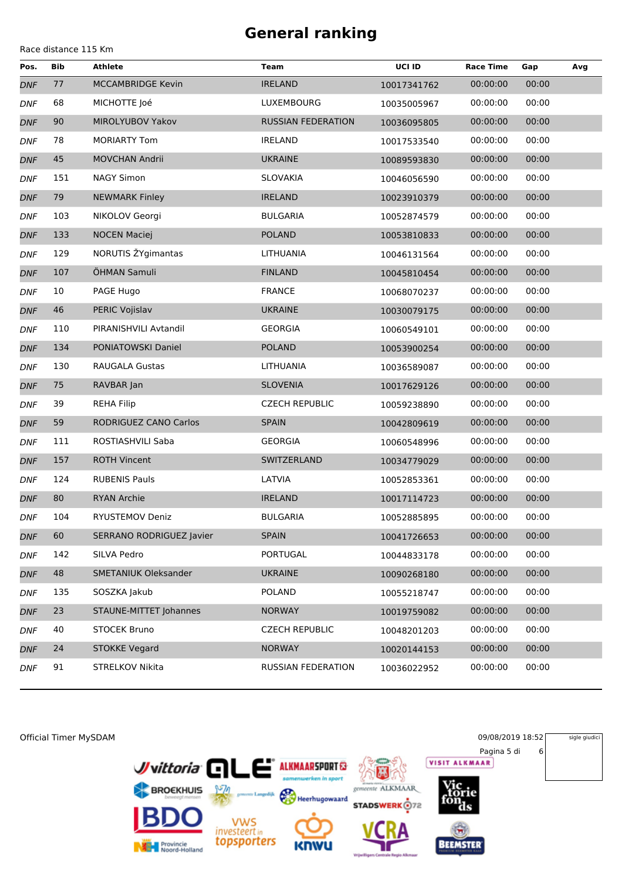# General ranking

Race distance 115 Km

| Pos. | Bib | Athlete | Team | UCI ID | Race Time | Gap | Avg |
|---|---|---|---|---|---|---|---|
| DNF | 77 | MCCAMBRIDGE Kevin | IRELAND | 10017341762 | 00:00:00 | 00:00 | |
| DNF | 68 | MICHOTTE Joé | LUXEMBOURG | 10035005967 | 00:00:00 | 00:00 | |
| DNF | 90 | MIROLYUBOV Yakov | RUSSIAN FEDERATION | 10036095805 | 00:00:00 | 00:00 | |
| DNF | 78 | MORIARTY Tom | IRELAND | 10017533540 | 00:00:00 | 00:00 | |
| DNF | 45 | MOVCHAN Andrii | UKRAINE | 10089593830 | 00:00:00 | 00:00 | |
| DNF | 151 | NAGY Simon | SLOVAKIA | 10046056590 | 00:00:00 | 00:00 | |
| DNF | 79 | NEWMARK Finley | IRELAND | 10023910379 | 00:00:00 | 00:00 | |
| DNF | 103 | NIKOLOV Georgi | BULGARIA | 10052874579 | 00:00:00 | 00:00 | |
| DNF | 133 | NOCEN Maciej | POLAND | 10053810833 | 00:00:00 | 00:00 | |
| DNF | 129 | NORUTIS ŽYgimantas | LITHUANIA | 10046131564 | 00:00:00 | 00:00 | |
| DNF | 107 | ÖHMAN Samuli | FINLAND | 10045810454 | 00:00:00 | 00:00 | |
| DNF | 10 | PAGE Hugo | FRANCE | 10068070237 | 00:00:00 | 00:00 | |
| DNF | 46 | PERIC Vojislav | UKRAINE | 10030079175 | 00:00:00 | 00:00 | |
| DNF | 110 | PIRANISHVILI Avtandil | GEORGIA | 10060549101 | 00:00:00 | 00:00 | |
| DNF | 134 | PONIATOWSKI Daniel | POLAND | 10053900254 | 00:00:00 | 00:00 | |
| DNF | 130 | RAUGALA Gustas | LITHUANIA | 10036589087 | 00:00:00 | 00:00 | |
| DNF | 75 | RAVBAR Jan | SLOVENIA | 10017629126 | 00:00:00 | 00:00 | |
| DNF | 39 | REHA Filip | CZECH REPUBLIC | 10059238890 | 00:00:00 | 00:00 | |
| DNF | 59 | RODRIGUEZ CANO Carlos | SPAIN | 10042809619 | 00:00:00 | 00:00 | |
| DNF | 111 | ROSTIASHVILI Saba | GEORGIA | 10060548996 | 00:00:00 | 00:00 | |
| DNF | 157 | ROTH Vincent | SWITZERLAND | 10034779029 | 00:00:00 | 00:00 | |
| DNF | 124 | RUBENIS Pauls | LATVIA | 10052853361 | 00:00:00 | 00:00 | |
| DNF | 80 | RYAN Archie | IRELAND | 10017114723 | 00:00:00 | 00:00 | |
| DNF | 104 | RYUSTEMOV Deniz | BULGARIA | 10052885895 | 00:00:00 | 00:00 | |
| DNF | 60 | SERRANO RODRIGUEZ Javier | SPAIN | 10041726653 | 00:00:00 | 00:00 | |
| DNF | 142 | SILVA Pedro | PORTUGAL | 10044833178 | 00:00:00 | 00:00 | |
| DNF | 48 | SMETANIUK Oleksander | UKRAINE | 10090268180 | 00:00:00 | 00:00 | |
| DNF | 135 | SOSZKA Jakub | POLAND | 10055218747 | 00:00:00 | 00:00 | |
| DNF | 23 | STAUNE-MITTET Johannes | NORWAY | 10019759082 | 00:00:00 | 00:00 | |
| DNF | 40 | STOCEK Bruno | CZECH REPUBLIC | 10048201203 | 00:00:00 | 00:00 | |
| DNF | 24 | STOKKE Vegard | NORWAY | 10020144153 | 00:00:00 | 00:00 | |
| DNF | 91 | STRELKOV Nikita | RUSSIAN FEDERATION | 10036022952 | 00:00:00 | 00:00 | |

Official Timer MySDAM

09/08/2019 18:52

sigle giudici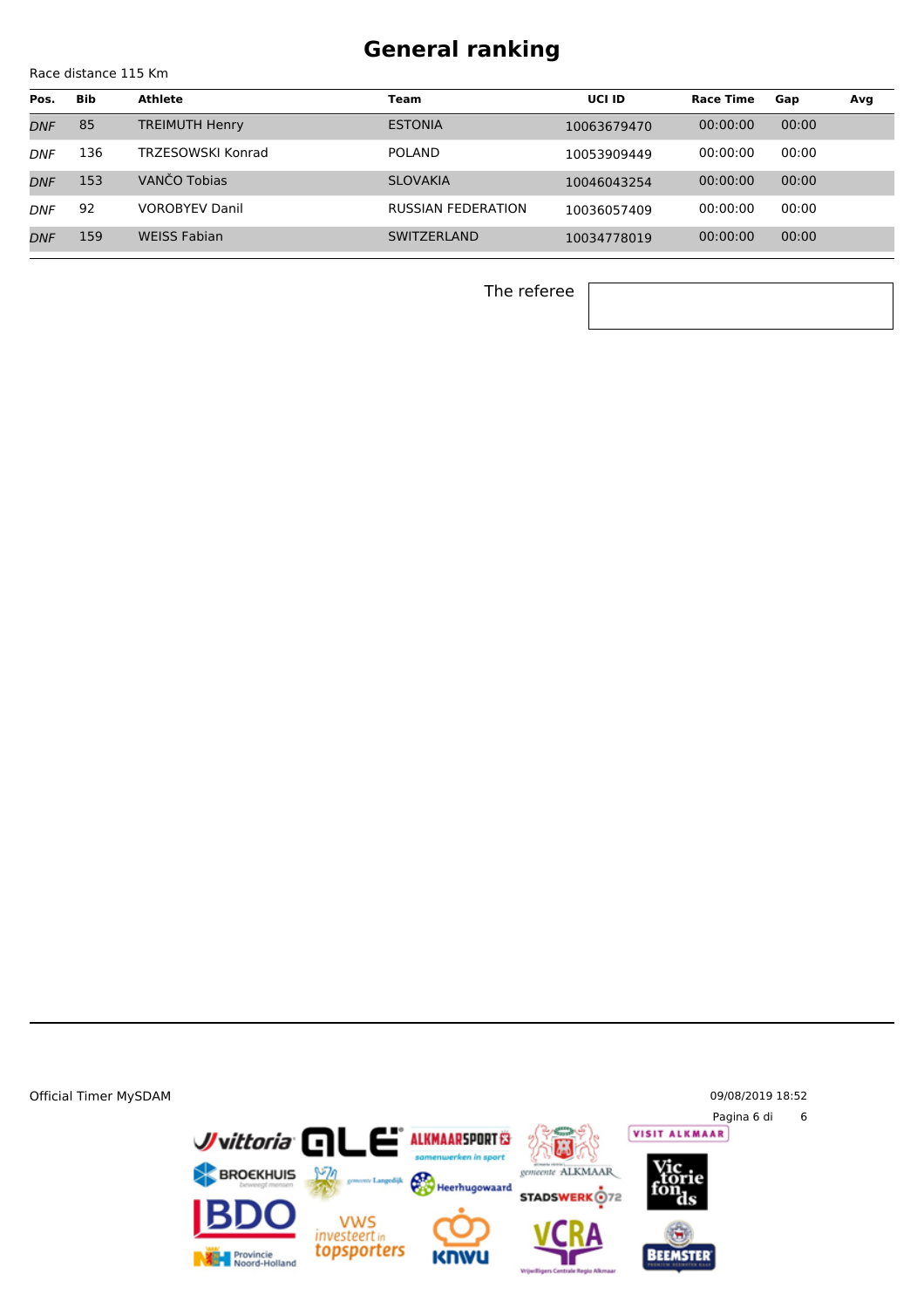# General ranking

Race distance 115 Km

| Pos. | Bib | Athlete | Team | UCI ID | Race Time | Gap | Avg |
|---|---|---|---|---|---|---|---|
| *DNF* | 85 | TREIMUTH Henry | ESTONIA | 10063679470 | 00:00:00 | 00:00 | |
| *DNF* | 136 | TRZESOWSKI Konrad | POLAND | 10053909449 | 00:00:00 | 00:00 | |
| *DNF* | 153 | VANČO Tobias | SLOVAKIA | 10046043254 | 00:00:00 | 00:00 | |
| *DNF* | 92 | VOROBYEV Danil | RUSSIAN FEDERATION | 10036057409 | 00:00:00 | 00:00 | |
| *DNF* | 159 | WEISS Fabian | SWITZERLAND | 10034778019 | 00:00:00 | 00:00 | |

The referee

Official Timer MySDAM

09/08/2019 18:52